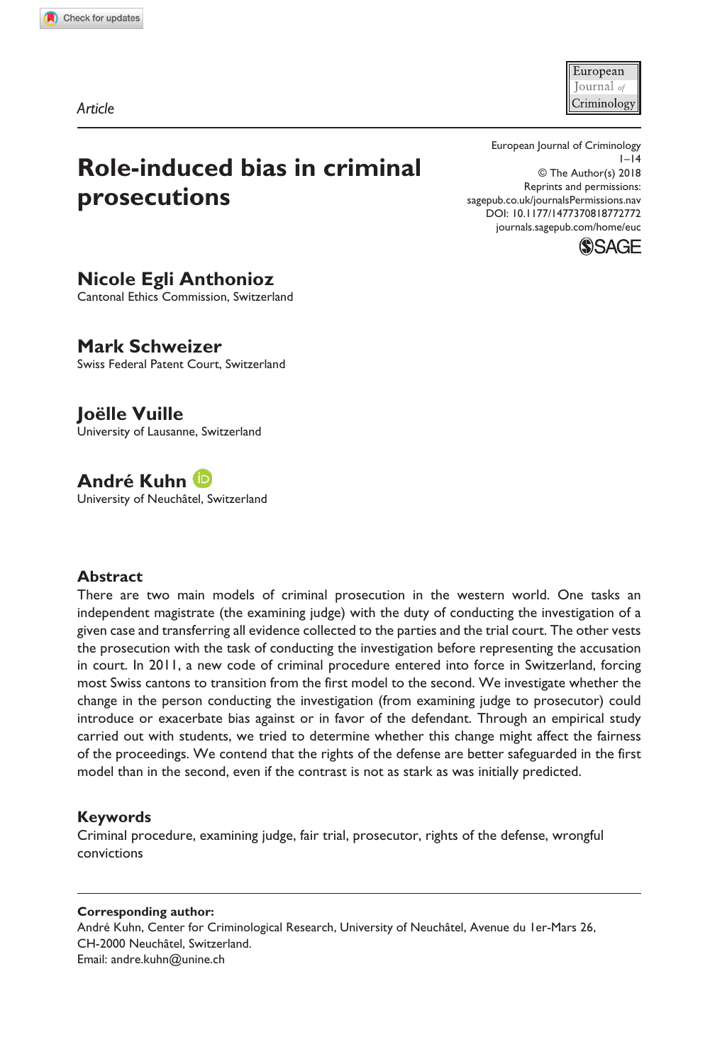*Article*

# Role-induced bias in criminal prosecutions

European Journal of Criminology
1–14
© The Author(s) 2018
Reprints and permissions:
sagepub.co.uk/journalsPermissions.nav
DOI: 10.1177/1477370818772772
journals.sagepub.com/home/euc

**Nicole Egli Anthonioz**
Cantonal Ethics Commission, Switzerland

**Mark Schweizer**
Swiss Federal Patent Court, Switzerland

**Joëlle Vuille**
University of Lausanne, Switzerland

**André Kuhn**
University of Neuchâtel, Switzerland

## Abstract

There are two main models of criminal prosecution in the western world. One tasks an independent magistrate (the examining judge) with the duty of conducting the investigation of a given case and transferring all evidence collected to the parties and the trial court. The other vests the prosecution with the task of conducting the investigation before representing the accusation in court. In 2011, a new code of criminal procedure entered into force in Switzerland, forcing most Swiss cantons to transition from the first model to the second. We investigate whether the change in the person conducting the investigation (from examining judge to prosecutor) could introduce or exacerbate bias against or in favor of the defendant. Through an empirical study carried out with students, we tried to determine whether this change might affect the fairness of the proceedings. We contend that the rights of the defense are better safeguarded in the first model than in the second, even if the contrast is not as stark as was initially predicted.

## Keywords

Criminal procedure, examining judge, fair trial, prosecutor, rights of the defense, wrongful convictions

**Corresponding author:**
André Kuhn, Center for Criminological Research, University of Neuchâtel, Avenue du 1er-Mars 26, CH-2000 Neuchâtel, Switzerland.
Email: andre.kuhn@unine.ch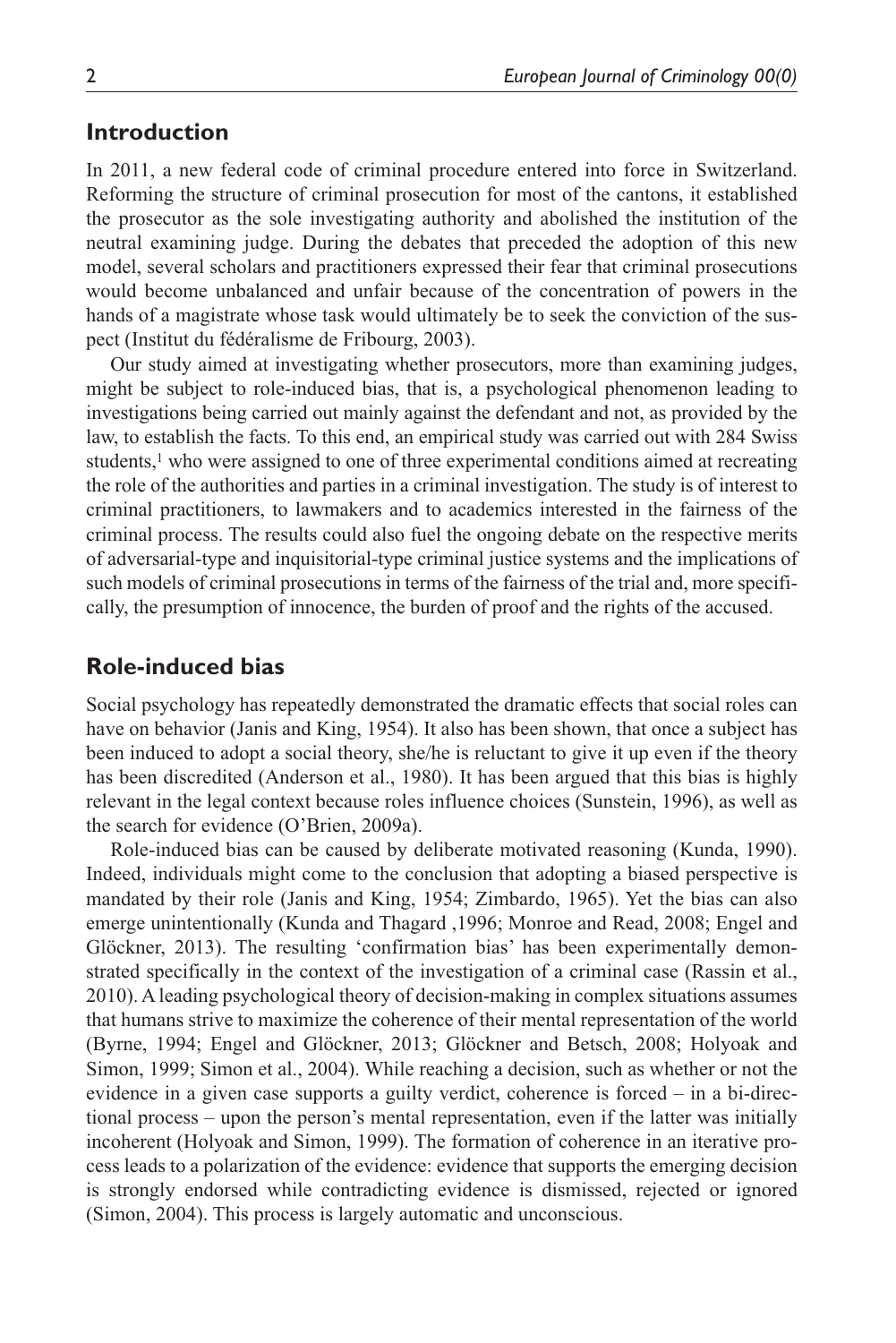## Introduction

In 2011, a new federal code of criminal procedure entered into force in Switzerland. Reforming the structure of criminal prosecution for most of the cantons, it established the prosecutor as the sole investigating authority and abolished the institution of the neutral examining judge. During the debates that preceded the adoption of this new model, several scholars and practitioners expressed their fear that criminal prosecutions would become unbalanced and unfair because of the concentration of powers in the hands of a magistrate whose task would ultimately be to seek the conviction of the suspect (Institut du fédéralisme de Fribourg, 2003).

Our study aimed at investigating whether prosecutors, more than examining judges, might be subject to role-induced bias, that is, a psychological phenomenon leading to investigations being carried out mainly against the defendant and not, as provided by the law, to establish the facts. To this end, an empirical study was carried out with 284 Swiss students,[1] who were assigned to one of three experimental conditions aimed at recreating the role of the authorities and parties in a criminal investigation. The study is of interest to criminal practitioners, to lawmakers and to academics interested in the fairness of the criminal process. The results could also fuel the ongoing debate on the respective merits of adversarial-type and inquisitorial-type criminal justice systems and the implications of such models of criminal prosecutions in terms of the fairness of the trial and, more specifically, the presumption of innocence, the burden of proof and the rights of the accused.

## Role-induced bias

Social psychology has repeatedly demonstrated the dramatic effects that social roles can have on behavior (Janis and King, 1954). It also has been shown, that once a subject has been induced to adopt a social theory, she/he is reluctant to give it up even if the theory has been discredited (Anderson et al., 1980). It has been argued that this bias is highly relevant in the legal context because roles influence choices (Sunstein, 1996), as well as the search for evidence (O'Brien, 2009a).

Role-induced bias can be caused by deliberate motivated reasoning (Kunda, 1990). Indeed, individuals might come to the conclusion that adopting a biased perspective is mandated by their role (Janis and King, 1954; Zimbardo, 1965). Yet the bias can also emerge unintentionally (Kunda and Thagard ,1996; Monroe and Read, 2008; Engel and Glöckner, 2013). The resulting 'confirmation bias' has been experimentally demonstrated specifically in the context of the investigation of a criminal case (Rassin et al., 2010). A leading psychological theory of decision-making in complex situations assumes that humans strive to maximize the coherence of their mental representation of the world (Byrne, 1994; Engel and Glöckner, 2013; Glöckner and Betsch, 2008; Holyoak and Simon, 1999; Simon et al., 2004). While reaching a decision, such as whether or not the evidence in a given case supports a guilty verdict, coherence is forced – in a bi-directional process – upon the person's mental representation, even if the latter was initially incoherent (Holyoak and Simon, 1999). The formation of coherence in an iterative process leads to a polarization of the evidence: evidence that supports the emerging decision is strongly endorsed while contradicting evidence is dismissed, rejected or ignored (Simon, 2004). This process is largely automatic and unconscious.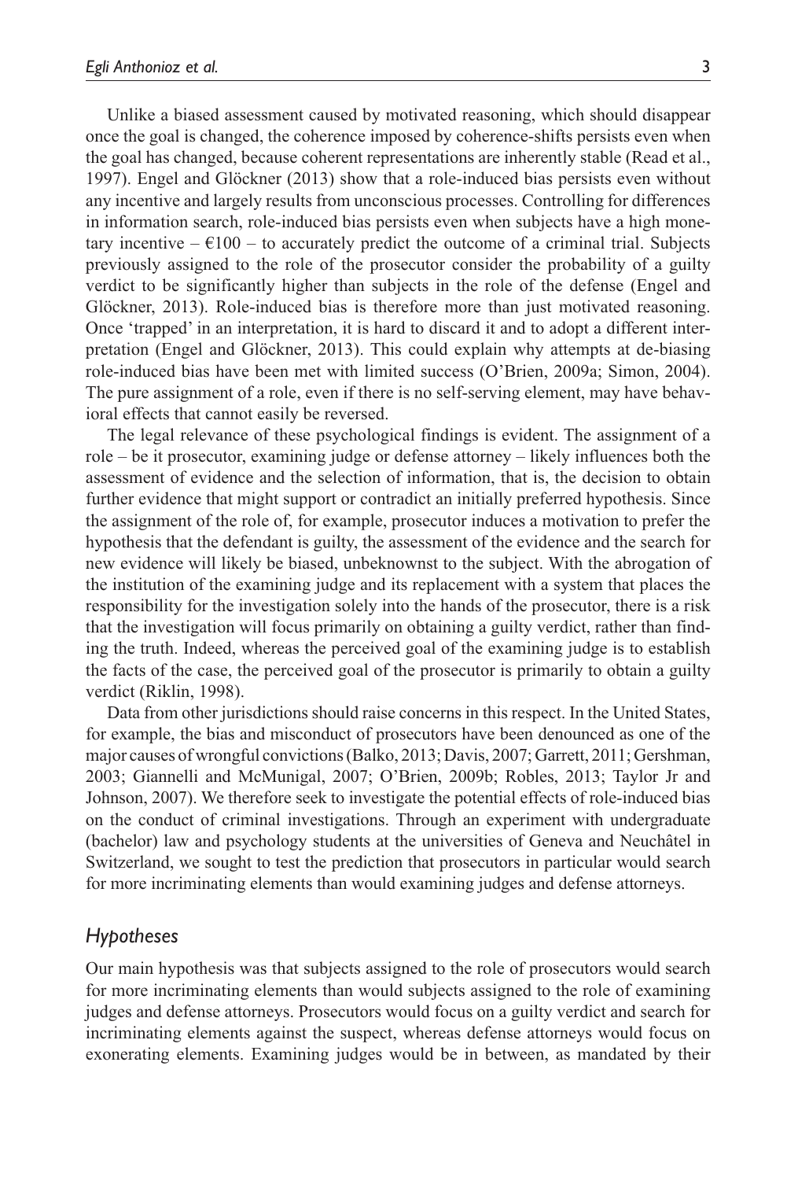Unlike a biased assessment caused by motivated reasoning, which should disappear once the goal is changed, the coherence imposed by coherence-shifts persists even when the goal has changed, because coherent representations are inherently stable (Read et al., 1997). Engel and Glöckner (2013) show that a role-induced bias persists even without any incentive and largely results from unconscious processes. Controlling for differences in information search, role-induced bias persists even when subjects have a high monetary incentive – €100 – to accurately predict the outcome of a criminal trial. Subjects previously assigned to the role of the prosecutor consider the probability of a guilty verdict to be significantly higher than subjects in the role of the defense (Engel and Glöckner, 2013). Role-induced bias is therefore more than just motivated reasoning. Once 'trapped' in an interpretation, it is hard to discard it and to adopt a different interpretation (Engel and Glöckner, 2013). This could explain why attempts at de-biasing role-induced bias have been met with limited success (O'Brien, 2009a; Simon, 2004). The pure assignment of a role, even if there is no self-serving element, may have behavioral effects that cannot easily be reversed.

The legal relevance of these psychological findings is evident. The assignment of a role – be it prosecutor, examining judge or defense attorney – likely influences both the assessment of evidence and the selection of information, that is, the decision to obtain further evidence that might support or contradict an initially preferred hypothesis. Since the assignment of the role of, for example, prosecutor induces a motivation to prefer the hypothesis that the defendant is guilty, the assessment of the evidence and the search for new evidence will likely be biased, unbeknownst to the subject. With the abrogation of the institution of the examining judge and its replacement with a system that places the responsibility for the investigation solely into the hands of the prosecutor, there is a risk that the investigation will focus primarily on obtaining a guilty verdict, rather than finding the truth. Indeed, whereas the perceived goal of the examining judge is to establish the facts of the case, the perceived goal of the prosecutor is primarily to obtain a guilty verdict (Riklin, 1998).

Data from other jurisdictions should raise concerns in this respect. In the United States, for example, the bias and misconduct of prosecutors have been denounced as one of the major causes of wrongful convictions (Balko, 2013; Davis, 2007; Garrett, 2011; Gershman, 2003; Giannelli and McMunigal, 2007; O'Brien, 2009b; Robles, 2013; Taylor Jr and Johnson, 2007). We therefore seek to investigate the potential effects of role-induced bias on the conduct of criminal investigations. Through an experiment with undergraduate (bachelor) law and psychology students at the universities of Geneva and Neuchâtel in Switzerland, we sought to test the prediction that prosecutors in particular would search for more incriminating elements than would examining judges and defense attorneys.

## *Hypotheses*

Our main hypothesis was that subjects assigned to the role of prosecutors would search for more incriminating elements than would subjects assigned to the role of examining judges and defense attorneys. Prosecutors would focus on a guilty verdict and search for incriminating elements against the suspect, whereas defense attorneys would focus on exonerating elements. Examining judges would be in between, as mandated by their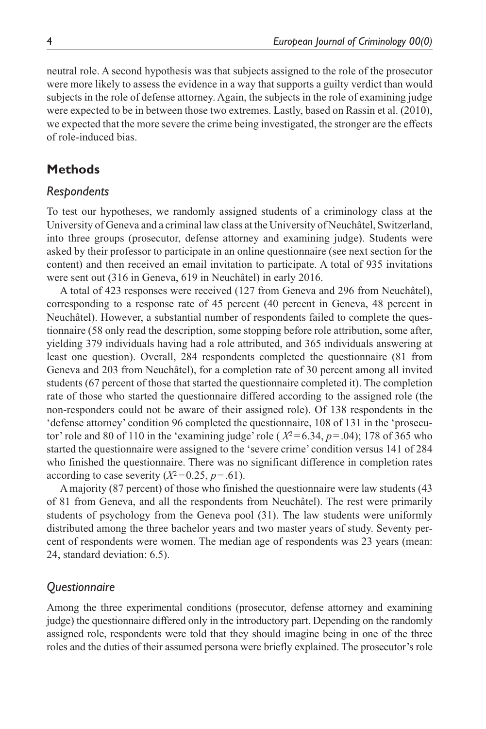neutral role. A second hypothesis was that subjects assigned to the role of the prosecutor were more likely to assess the evidence in a way that supports a guilty verdict than would subjects in the role of defense attorney. Again, the subjects in the role of examining judge were expected to be in between those two extremes. Lastly, based on Rassin et al. (2010), we expected that the more severe the crime being investigated, the stronger are the effects of role-induced bias.

## Methods

### *Respondents*

To test our hypotheses, we randomly assigned students of a criminology class at the University of Geneva and a criminal law class at the University of Neuchâtel, Switzerland, into three groups (prosecutor, defense attorney and examining judge). Students were asked by their professor to participate in an online questionnaire (see next section for the content) and then received an email invitation to participate. A total of 935 invitations were sent out (316 in Geneva, 619 in Neuchâtel) in early 2016.

A total of 423 responses were received (127 from Geneva and 296 from Neuchâtel), corresponding to a response rate of 45 percent (40 percent in Geneva, 48 percent in Neuchâtel). However, a substantial number of respondents failed to complete the questionnaire (58 only read the description, some stopping before role attribution, some after, yielding 379 individuals having had a role attributed, and 365 individuals answering at least one question). Overall, 284 respondents completed the questionnaire (81 from Geneva and 203 from Neuchâtel), for a completion rate of 30 percent among all invited students (67 percent of those that started the questionnaire completed it). The completion rate of those who started the questionnaire differed according to the assigned role (the non-responders could not be aware of their assigned role). Of 138 respondents in the 'defense attorney' condition 96 completed the questionnaire, 108 of 131 in the 'prosecutor' role and 80 of 110 in the 'examining judge' role ( $X^2=6.34$, $p=.04$); 178 of 365 who started the questionnaire were assigned to the 'severe crime' condition versus 141 of 284 who finished the questionnaire. There was no significant difference in completion rates according to case severity ($X^2=0.25$, $p=.61$).

A majority (87 percent) of those who finished the questionnaire were law students (43 of 81 from Geneva, and all the respondents from Neuchâtel). The rest were primarily students of psychology from the Geneva pool (31). The law students were uniformly distributed among the three bachelor years and two master years of study. Seventy percent of respondents were women. The median age of respondents was 23 years (mean: 24, standard deviation: 6.5).

### *Questionnaire*

Among the three experimental conditions (prosecutor, defense attorney and examining judge) the questionnaire differed only in the introductory part. Depending on the randomly assigned role, respondents were told that they should imagine being in one of the three roles and the duties of their assumed persona were briefly explained. The prosecutor's role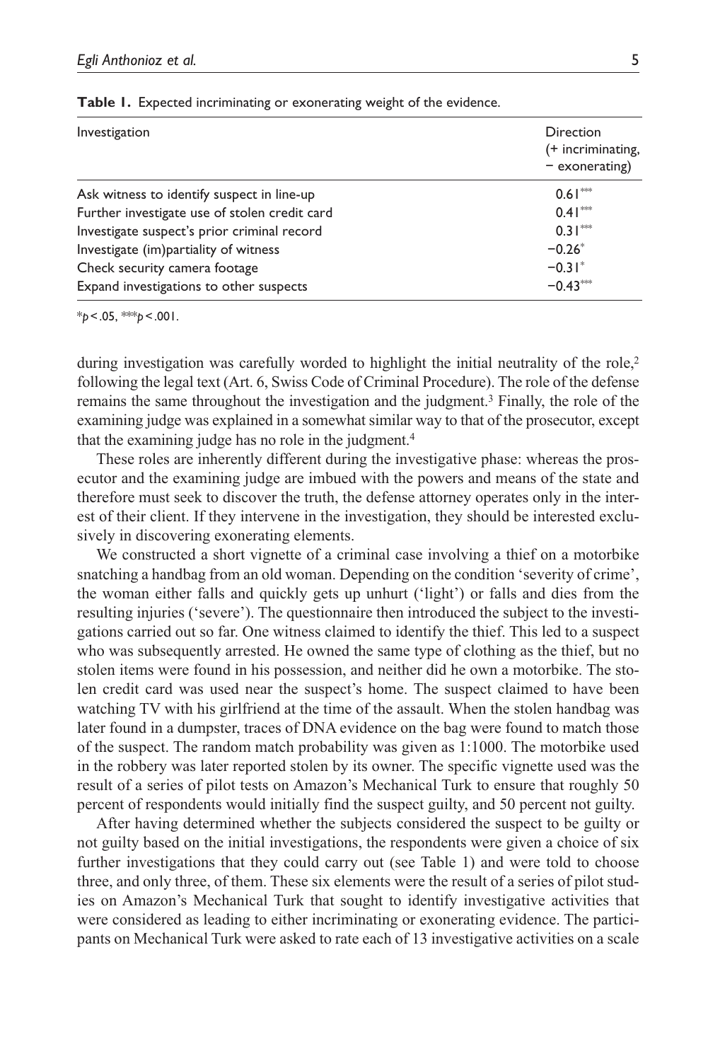**Table 1.** Expected incriminating or exonerating weight of the evidence.

| Investigation | Direction (+ incriminating, − exonerating) |
|---|---|
| Ask witness to identify suspect in line-up | 0.61*** |
| Further investigate use of stolen credit card | 0.41*** |
| Investigate suspect's prior criminal record | 0.31*** |
| Investigate (im)partiality of witness | −0.26* |
| Check security camera footage | −0.31* |
| Expand investigations to other suspects | −0.43*** |

*$p < .05$, ***$p < .001$.

during investigation was carefully worded to highlight the initial neutrality of the role,[2] following the legal text (Art. 6, Swiss Code of Criminal Procedure). The role of the defense remains the same throughout the investigation and the judgment.[3] Finally, the role of the examining judge was explained in a somewhat similar way to that of the prosecutor, except that the examining judge has no role in the judgment.[4]

These roles are inherently different during the investigative phase: whereas the prosecutor and the examining judge are imbued with the powers and means of the state and therefore must seek to discover the truth, the defense attorney operates only in the interest of their client. If they intervene in the investigation, they should be interested exclusively in discovering exonerating elements.

We constructed a short vignette of a criminal case involving a thief on a motorbike snatching a handbag from an old woman. Depending on the condition 'severity of crime', the woman either falls and quickly gets up unhurt ('light') or falls and dies from the resulting injuries ('severe'). The questionnaire then introduced the subject to the investigations carried out so far. One witness claimed to identify the thief. This led to a suspect who was subsequently arrested. He owned the same type of clothing as the thief, but no stolen items were found in his possession, and neither did he own a motorbike. The stolen credit card was used near the suspect's home. The suspect claimed to have been watching TV with his girlfriend at the time of the assault. When the stolen handbag was later found in a dumpster, traces of DNA evidence on the bag were found to match those of the suspect. The random match probability was given as 1:1000. The motorbike used in the robbery was later reported stolen by its owner. The specific vignette used was the result of a series of pilot tests on Amazon's Mechanical Turk to ensure that roughly 50 percent of respondents would initially find the suspect guilty, and 50 percent not guilty.

After having determined whether the subjects considered the suspect to be guilty or not guilty based on the initial investigations, the respondents were given a choice of six further investigations that they could carry out (see Table 1) and were told to choose three, and only three, of them. These six elements were the result of a series of pilot studies on Amazon's Mechanical Turk that sought to identify investigative activities that were considered as leading to either incriminating or exonerating evidence. The participants on Mechanical Turk were asked to rate each of 13 investigative activities on a scale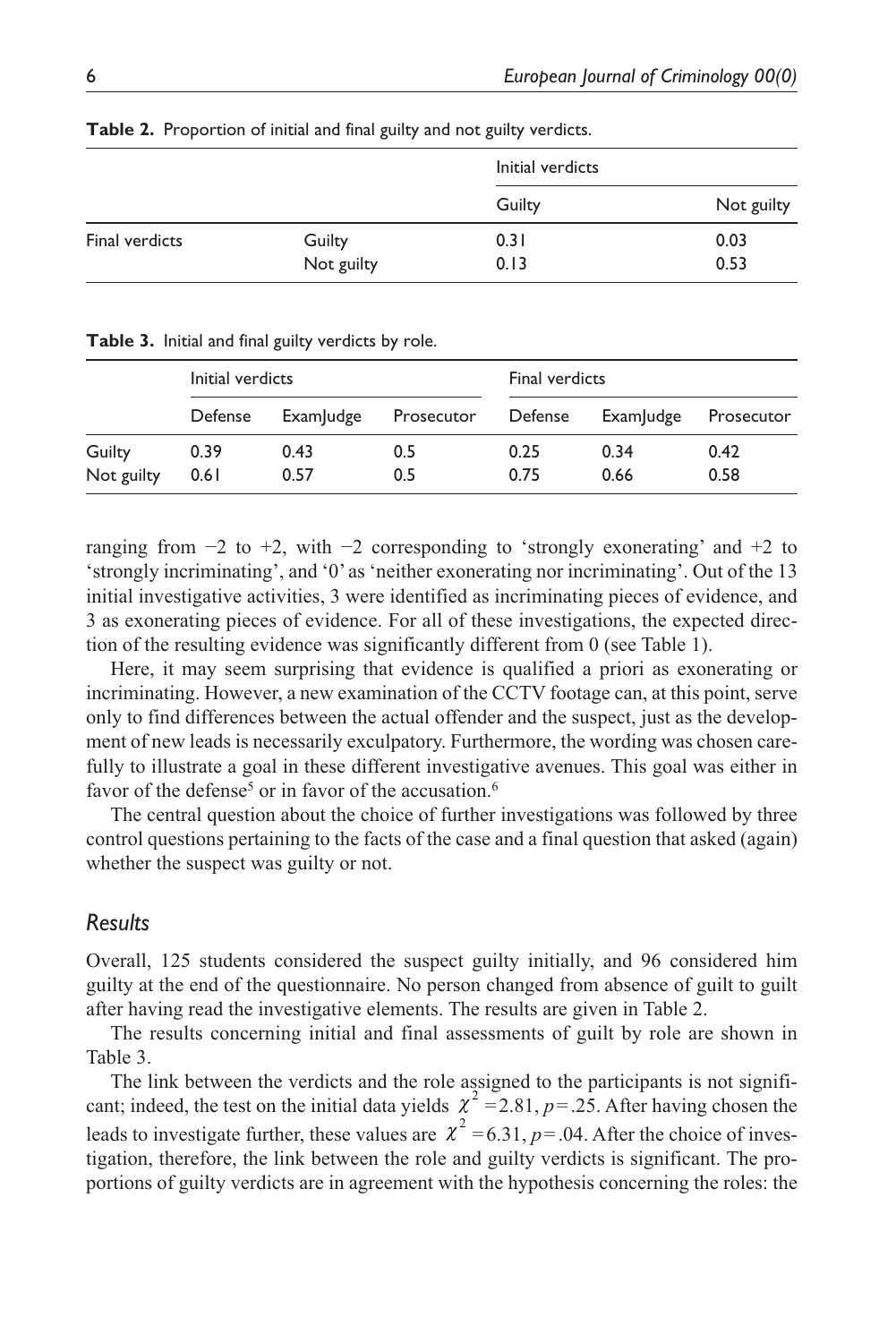**Table 2.** Proportion of initial and final guilty and not guilty verdicts.

| | | Initial verdicts | |
|---|---|---|---|
| | | Guilty | Not guilty |
| Final verdicts | Guilty | 0.31 | 0.03 |
| | Not guilty | 0.13 | 0.53 |

**Table 3.** Initial and final guilty verdicts by role.

| | Initial verdicts | | | Final verdicts | | |
|---|---|---|---|---|---|---|
| | Defense | ExamJudge | Prosecutor | Defense | ExamJudge | Prosecutor |
| Guilty | 0.39 | 0.43 | 0.5 | 0.25 | 0.34 | 0.42 |
| Not guilty | 0.61 | 0.57 | 0.5 | 0.75 | 0.66 | 0.58 |

ranging from −2 to +2, with −2 corresponding to 'strongly exonerating' and +2 to 'strongly incriminating', and '0' as 'neither exonerating nor incriminating'. Out of the 13 initial investigative activities, 3 were identified as incriminating pieces of evidence, and 3 as exonerating pieces of evidence. For all of these investigations, the expected direction of the resulting evidence was significantly different from 0 (see Table 1).

Here, it may seem surprising that evidence is qualified a priori as exonerating or incriminating. However, a new examination of the CCTV footage can, at this point, serve only to find differences between the actual offender and the suspect, just as the development of new leads is necessarily exculpatory. Furthermore, the wording was chosen carefully to illustrate a goal in these different investigative avenues. This goal was either in favor of the defense[5] or in favor of the accusation.[6]

The central question about the choice of further investigations was followed by three control questions pertaining to the facts of the case and a final question that asked (again) whether the suspect was guilty or not.

## *Results*

Overall, 125 students considered the suspect guilty initially, and 96 considered him guilty at the end of the questionnaire. No person changed from absence of guilt to guilt after having read the investigative elements. The results are given in Table 2.

The results concerning initial and final assessments of guilt by role are shown in Table 3.

The link between the verdicts and the role assigned to the participants is not significant; indeed, the test on the initial data yields $\chi^2 = 2.81$, $p = .25$. After having chosen the leads to investigate further, these values are $\chi^2 = 6.31$, $p = .04$. After the choice of investigation, therefore, the link between the role and guilty verdicts is significant. The proportions of guilty verdicts are in agreement with the hypothesis concerning the roles: the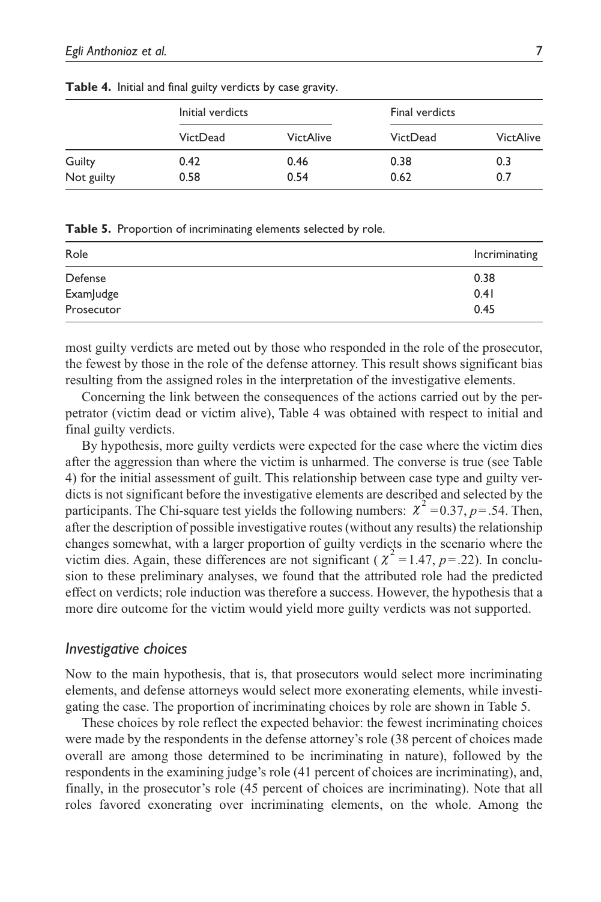**Table 4.** Initial and final guilty verdicts by case gravity.

| | Initial verdicts | | Final verdicts | |
|---|---|---|---|---|
| | VictDead | VictAlive | VictDead | VictAlive |
| Guilty | 0.42 | 0.46 | 0.38 | 0.3 |
| Not guilty | 0.58 | 0.54 | 0.62 | 0.7 |

**Table 5.** Proportion of incriminating elements selected by role.

| Role | Incriminating |
|---|---|
| Defense | 0.38 |
| ExamJudge | 0.41 |
| Prosecutor | 0.45 |

most guilty verdicts are meted out by those who responded in the role of the prosecutor, the fewest by those in the role of the defense attorney. This result shows significant bias resulting from the assigned roles in the interpretation of the investigative elements.

Concerning the link between the consequences of the actions carried out by the perpetrator (victim dead or victim alive), Table 4 was obtained with respect to initial and final guilty verdicts.

By hypothesis, more guilty verdicts were expected for the case where the victim dies after the aggression than where the victim is unharmed. The converse is true (see Table 4) for the initial assessment of guilt. This relationship between case type and guilty verdicts is not significant before the investigative elements are described and selected by the participants. The Chi-square test yields the following numbers: $\chi^2 = 0.37$, $p = .54$. Then, after the description of possible investigative routes (without any results) the relationship changes somewhat, with a larger proportion of guilty verdicts in the scenario where the victim dies. Again, these differences are not significant ($\chi^2 = 1.47$, $p = .22$). In conclusion to these preliminary analyses, we found that the attributed role had the predicted effect on verdicts; role induction was therefore a success. However, the hypothesis that a more dire outcome for the victim would yield more guilty verdicts was not supported.

### *Investigative choices*

Now to the main hypothesis, that is, that prosecutors would select more incriminating elements, and defense attorneys would select more exonerating elements, while investigating the case. The proportion of incriminating choices by role are shown in Table 5.

These choices by role reflect the expected behavior: the fewest incriminating choices were made by the respondents in the defense attorney's role (38 percent of choices made overall are among those determined to be incriminating in nature), followed by the respondents in the examining judge's role (41 percent of choices are incriminating), and, finally, in the prosecutor's role (45 percent of choices are incriminating). Note that all roles favored exonerating over incriminating elements, on the whole. Among the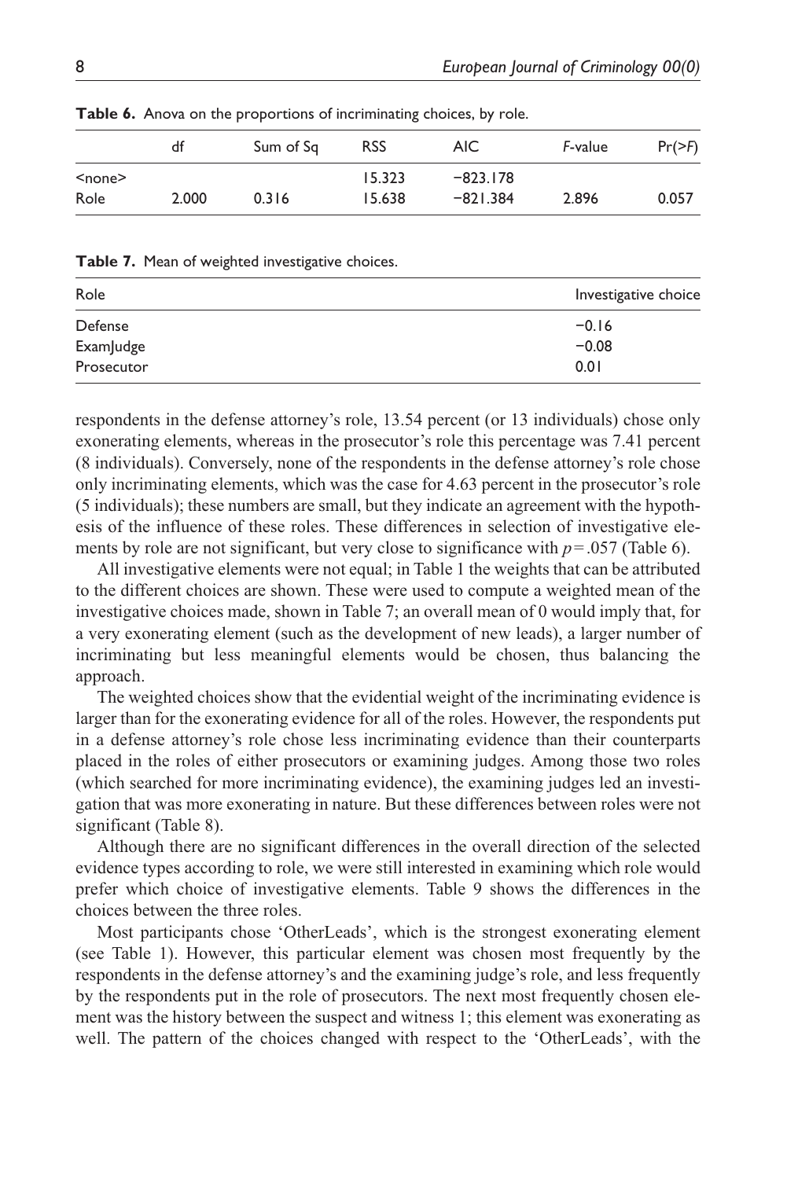**Table 6.** Anova on the proportions of incriminating choices, by role.

| | df | Sum of Sq | RSS | AIC | *F*-value | Pr(>*F*) |
|---|---|---|---|---|---|---|
| <none> | | | 15.323 | −823.178 | | |
| Role | 2.000 | 0.316 | 15.638 | −821.384 | 2.896 | 0.057 |

**Table 7.** Mean of weighted investigative choices.

| Role | Investigative choice |
|---|---|
| Defense | −0.16 |
| ExamJudge | −0.08 |
| Prosecutor | 0.01 |

respondents in the defense attorney's role, 13.54 percent (or 13 individuals) chose only exonerating elements, whereas in the prosecutor's role this percentage was 7.41 percent (8 individuals). Conversely, none of the respondents in the defense attorney's role chose only incriminating elements, which was the case for 4.63 percent in the prosecutor's role (5 individuals); these numbers are small, but they indicate an agreement with the hypothesis of the influence of these roles. These differences in selection of investigative elements by role are not significant, but very close to significance with $p = .057$ (Table 6).

All investigative elements were not equal; in Table 1 the weights that can be attributed to the different choices are shown. These were used to compute a weighted mean of the investigative choices made, shown in Table 7; an overall mean of 0 would imply that, for a very exonerating element (such as the development of new leads), a larger number of incriminating but less meaningful elements would be chosen, thus balancing the approach.

The weighted choices show that the evidential weight of the incriminating evidence is larger than for the exonerating evidence for all of the roles. However, the respondents put in a defense attorney's role chose less incriminating evidence than their counterparts placed in the roles of either prosecutors or examining judges. Among those two roles (which searched for more incriminating evidence), the examining judges led an investigation that was more exonerating in nature. But these differences between roles were not significant (Table 8).

Although there are no significant differences in the overall direction of the selected evidence types according to role, we were still interested in examining which role would prefer which choice of investigative elements. Table 9 shows the differences in the choices between the three roles.

Most participants chose 'OtherLeads', which is the strongest exonerating element (see Table 1). However, this particular element was chosen most frequently by the respondents in the defense attorney's and the examining judge's role, and less frequently by the respondents put in the role of prosecutors. The next most frequently chosen element was the history between the suspect and witness 1; this element was exonerating as well. The pattern of the choices changed with respect to the 'OtherLeads', with the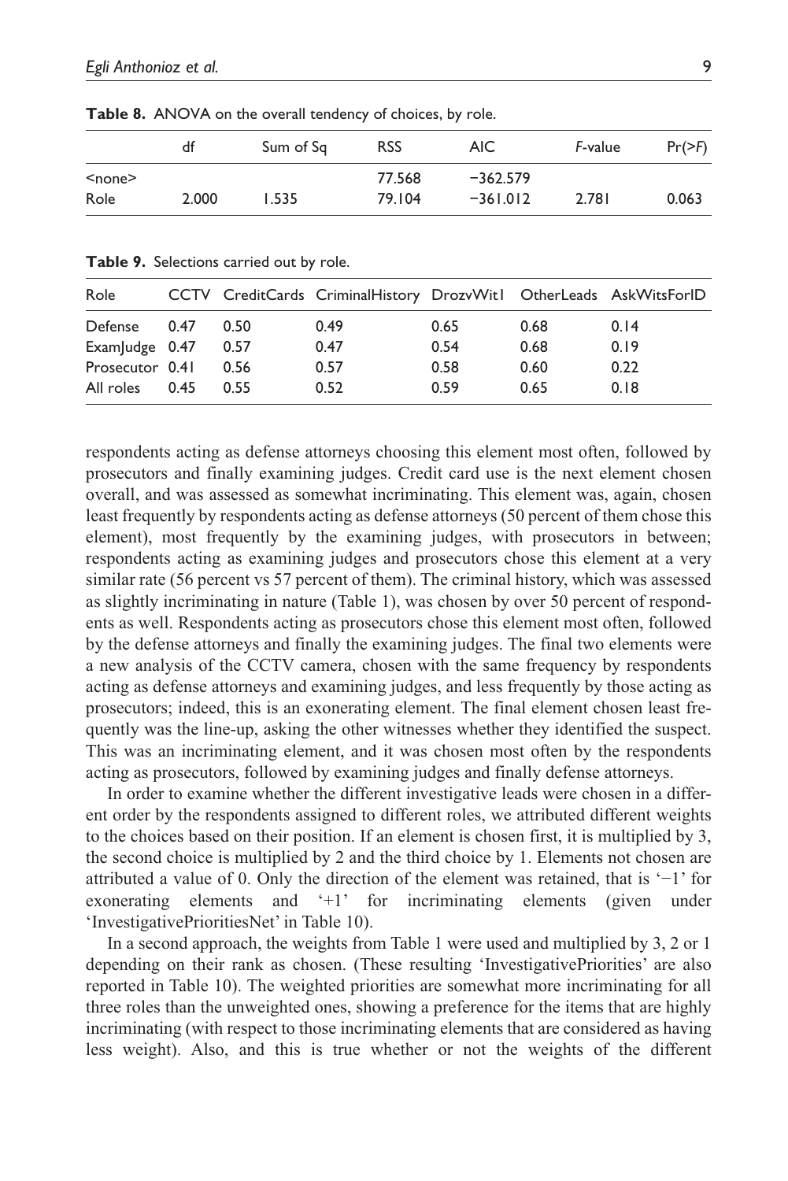**Table 8.** ANOVA on the overall tendency of choices, by role.

| | df | Sum of Sq | RSS | AIC | *F*-value | Pr(>*F*) |
|---|---|---|---|---|---|---|
| <none> | | | 77.568 | −362.579 | | |
| Role | 2.000 | 1.535 | 79.104 | −361.012 | 2.781 | 0.063 |

**Table 9.** Selections carried out by role.

| Role | CCTV | CreditCards | CriminalHistory | DrozvWit1 | OtherLeads | AskWitsForID |
|---|---|---|---|---|---|---|
| Defense | 0.47 | 0.50 | 0.49 | 0.65 | 0.68 | 0.14 |
| ExamJudge | 0.47 | 0.57 | 0.47 | 0.54 | 0.68 | 0.19 |
| Prosecutor | 0.41 | 0.56 | 0.57 | 0.58 | 0.60 | 0.22 |
| All roles | 0.45 | 0.55 | 0.52 | 0.59 | 0.65 | 0.18 |

respondents acting as defense attorneys choosing this element most often, followed by prosecutors and finally examining judges. Credit card use is the next element chosen overall, and was assessed as somewhat incriminating. This element was, again, chosen least frequently by respondents acting as defense attorneys (50 percent of them chose this element), most frequently by the examining judges, with prosecutors in between; respondents acting as examining judges and prosecutors chose this element at a very similar rate (56 percent vs 57 percent of them). The criminal history, which was assessed as slightly incriminating in nature (Table 1), was chosen by over 50 percent of respondents as well. Respondents acting as prosecutors chose this element most often, followed by the defense attorneys and finally the examining judges. The final two elements were a new analysis of the CCTV camera, chosen with the same frequency by respondents acting as defense attorneys and examining judges, and less frequently by those acting as prosecutors; indeed, this is an exonerating element. The final element chosen least frequently was the line-up, asking the other witnesses whether they identified the suspect. This was an incriminating element, and it was chosen most often by the respondents acting as prosecutors, followed by examining judges and finally defense attorneys.

In order to examine whether the different investigative leads were chosen in a different order by the respondents assigned to different roles, we attributed different weights to the choices based on their position. If an element is chosen first, it is multiplied by 3, the second choice is multiplied by 2 and the third choice by 1. Elements not chosen are attributed a value of 0. Only the direction of the element was retained, that is '−1' for exonerating elements and '+1' for incriminating elements (given under 'InvestigativePrioritiesNet' in Table 10).

In a second approach, the weights from Table 1 were used and multiplied by 3, 2 or 1 depending on their rank as chosen. (These resulting 'InvestigativePriorities' are also reported in Table 10). The weighted priorities are somewhat more incriminating for all three roles than the unweighted ones, showing a preference for the items that are highly incriminating (with respect to those incriminating elements that are considered as having less weight). Also, and this is true whether or not the weights of the different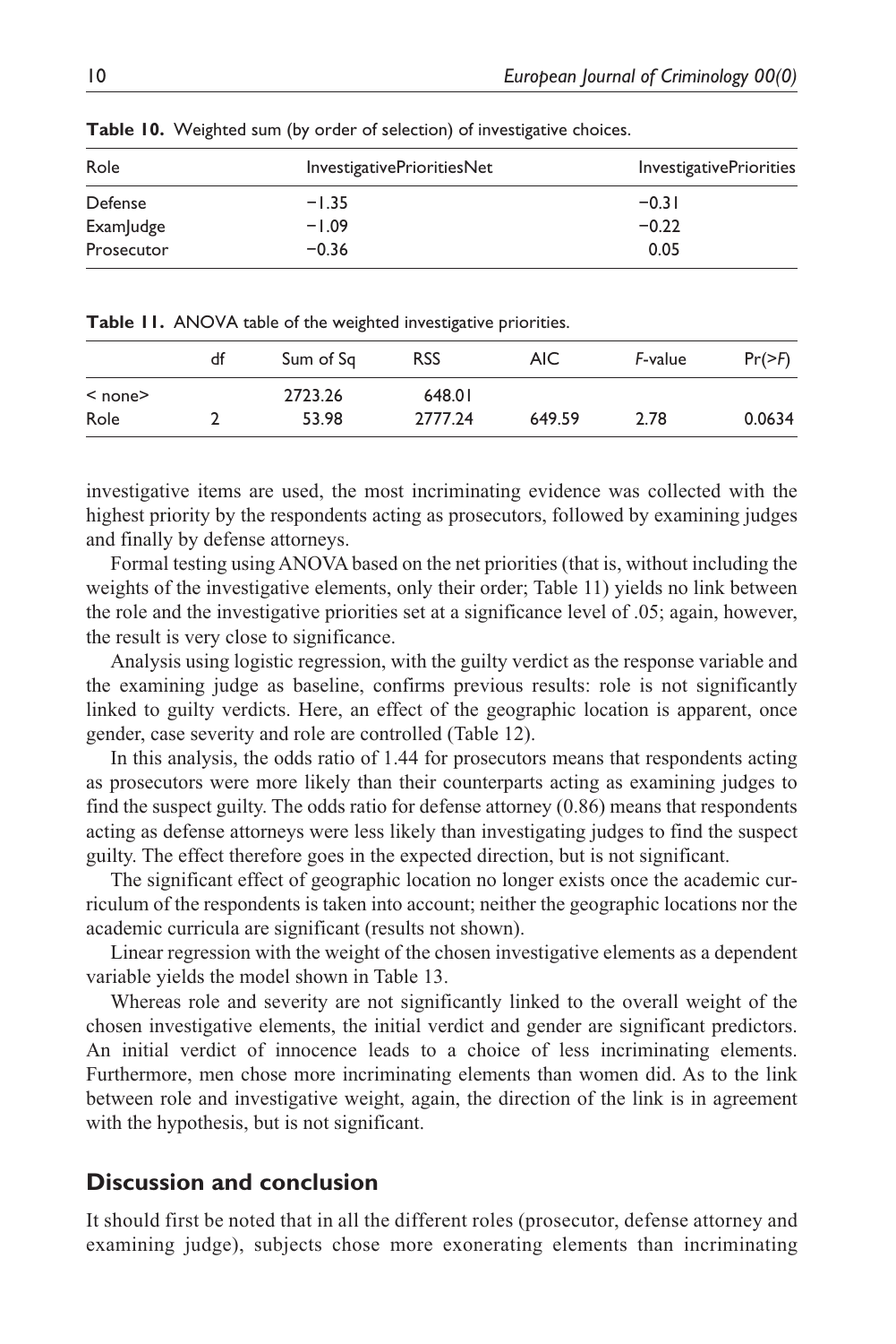**Table 10.** Weighted sum (by order of selection) of investigative choices.

| Role | InvestigativePrioritiesNet | InvestigativePriorities |
|---|---|---|
| Defense | −1.35 | −0.31 |
| ExamJudge | −1.09 | −0.22 |
| Prosecutor | −0.36 | 0.05 |

**Table 11.** ANOVA table of the weighted investigative priorities.

| | df | Sum of Sq | RSS | AIC | *F*-value | Pr(>*F*) |
|---|---|---|---|---|---|---|
| < none> | | 2723.26 | 648.01 | | | |
| Role | 2 | 53.98 | 2777.24 | 649.59 | 2.78 | 0.0634 |

investigative items are used, the most incriminating evidence was collected with the highest priority by the respondents acting as prosecutors, followed by examining judges and finally by defense attorneys.

Formal testing using ANOVA based on the net priorities (that is, without including the weights of the investigative elements, only their order; Table 11) yields no link between the role and the investigative priorities set at a significance level of .05; again, however, the result is very close to significance.

Analysis using logistic regression, with the guilty verdict as the response variable and the examining judge as baseline, confirms previous results: role is not significantly linked to guilty verdicts. Here, an effect of the geographic location is apparent, once gender, case severity and role are controlled (Table 12).

In this analysis, the odds ratio of 1.44 for prosecutors means that respondents acting as prosecutors were more likely than their counterparts acting as examining judges to find the suspect guilty. The odds ratio for defense attorney (0.86) means that respondents acting as defense attorneys were less likely than investigating judges to find the suspect guilty. The effect therefore goes in the expected direction, but is not significant.

The significant effect of geographic location no longer exists once the academic curriculum of the respondents is taken into account; neither the geographic locations nor the academic curricula are significant (results not shown).

Linear regression with the weight of the chosen investigative elements as a dependent variable yields the model shown in Table 13.

Whereas role and severity are not significantly linked to the overall weight of the chosen investigative elements, the initial verdict and gender are significant predictors. An initial verdict of innocence leads to a choice of less incriminating elements. Furthermore, men chose more incriminating elements than women did. As to the link between role and investigative weight, again, the direction of the link is in agreement with the hypothesis, but is not significant.

## Discussion and conclusion

It should first be noted that in all the different roles (prosecutor, defense attorney and examining judge), subjects chose more exonerating elements than incriminating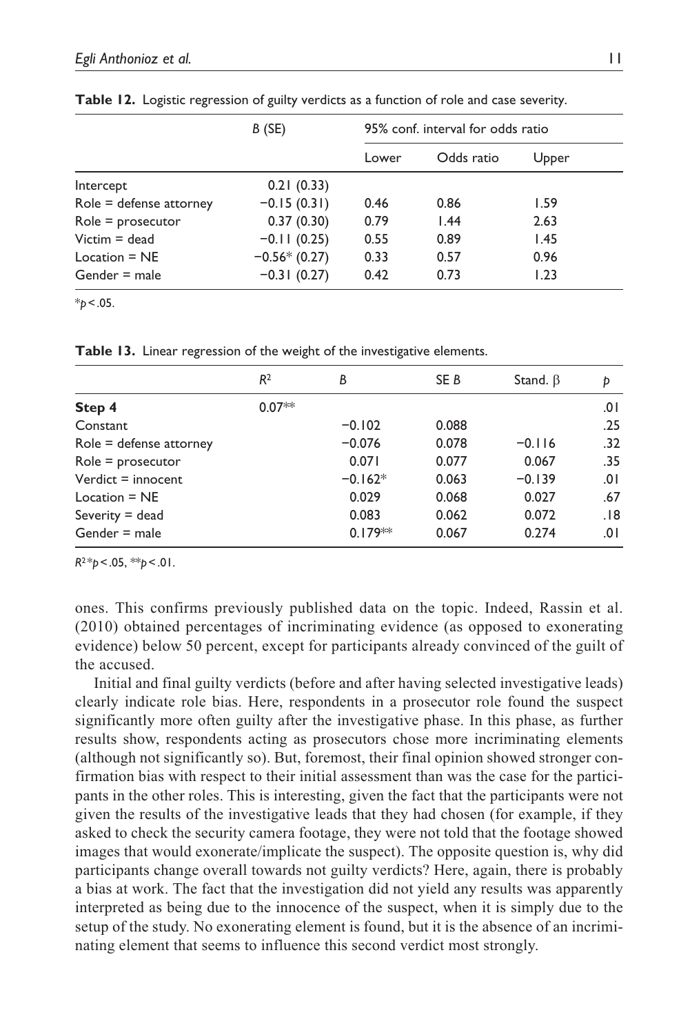**Table 12.** Logistic regression of guilty verdicts as a function of role and case severity.

| | B (SE) | 95% conf. interval for odds ratio | | |
|---|---|---|---|---|
| | | Lower | Odds ratio | Upper |
| Intercept | 0.21 (0.33) | | | |
| Role = defense attorney | −0.15 (0.31) | 0.46 | 0.86 | 1.59 |
| Role = prosecutor | 0.37 (0.30) | 0.79 | 1.44 | 2.63 |
| Victim = dead | −0.11 (0.25) | 0.55 | 0.89 | 1.45 |
| Location = NE | −0.56* (0.27) | 0.33 | 0.57 | 0.96 |
| Gender = male | −0.31 (0.27) | 0.42 | 0.73 | 1.23 |

*$p < .05$.

**Table 13.** Linear regression of the weight of the investigative elements.

| | $R^2$ | B | SE B | Stand. β | p |
|---|---|---|---|---|---|
| **Step 4** | 0.07** | | | | .01 |
| Constant | | −0.102 | 0.088 | | .25 |
| Role = defense attorney | | −0.076 | 0.078 | −0.116 | .32 |
| Role = prosecutor | | 0.071 | 0.077 | 0.067 | .35 |
| Verdict = innocent | | −0.162* | 0.063 | −0.139 | .01 |
| Location = NE | | 0.029 | 0.068 | 0.027 | .67 |
| Severity = dead | | 0.083 | 0.062 | 0.072 | .18 |
| Gender = male | | 0.179** | 0.067 | 0.274 | .01 |

$R^2$*$p < .05$, **$p < .01$.

ones. This confirms previously published data on the topic. Indeed, Rassin et al. (2010) obtained percentages of incriminating evidence (as opposed to exonerating evidence) below 50 percent, except for participants already convinced of the guilt of the accused.

Initial and final guilty verdicts (before and after having selected investigative leads) clearly indicate role bias. Here, respondents in a prosecutor role found the suspect significantly more often guilty after the investigative phase. In this phase, as further results show, respondents acting as prosecutors chose more incriminating elements (although not significantly so). But, foremost, their final opinion showed stronger confirmation bias with respect to their initial assessment than was the case for the participants in the other roles. This is interesting, given the fact that the participants were not given the results of the investigative leads that they had chosen (for example, if they asked to check the security camera footage, they were not told that the footage showed images that would exonerate/implicate the suspect). The opposite question is, why did participants change overall towards not guilty verdicts? Here, again, there is probably a bias at work. The fact that the investigation did not yield any results was apparently interpreted as being due to the innocence of the suspect, when it is simply due to the setup of the study. No exonerating element is found, but it is the absence of an incriminating element that seems to influence this second verdict most strongly.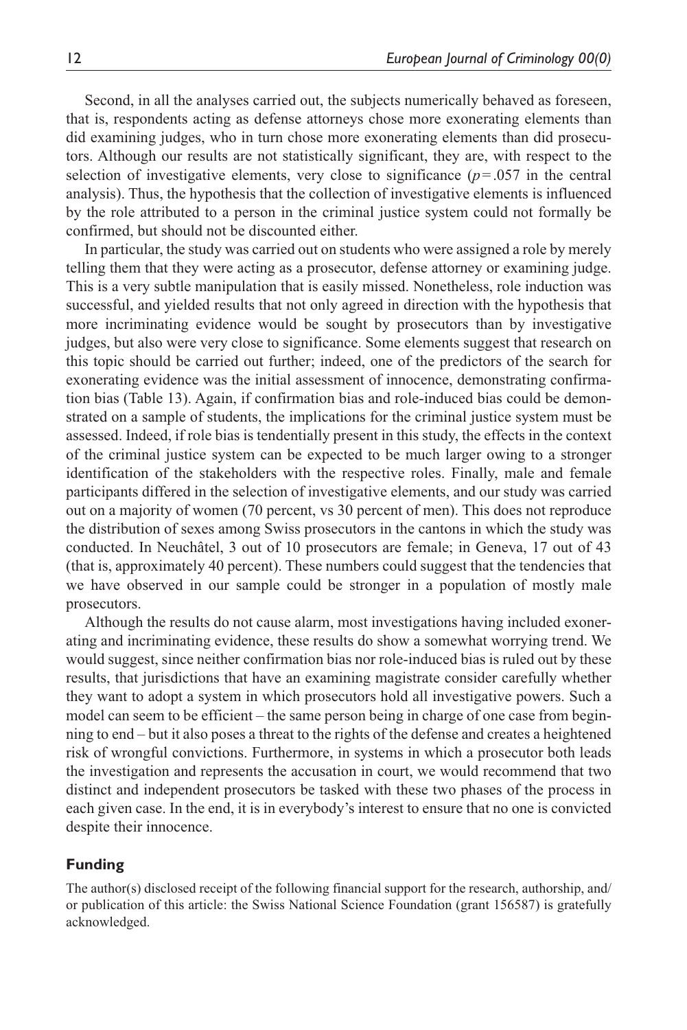Second, in all the analyses carried out, the subjects numerically behaved as foreseen, that is, respondents acting as defense attorneys chose more exonerating elements than did examining judges, who in turn chose more exonerating elements than did prosecutors. Although our results are not statistically significant, they are, with respect to the selection of investigative elements, very close to significance ($p = .057$ in the central analysis). Thus, the hypothesis that the collection of investigative elements is influenced by the role attributed to a person in the criminal justice system could not formally be confirmed, but should not be discounted either.

In particular, the study was carried out on students who were assigned a role by merely telling them that they were acting as a prosecutor, defense attorney or examining judge. This is a very subtle manipulation that is easily missed. Nonetheless, role induction was successful, and yielded results that not only agreed in direction with the hypothesis that more incriminating evidence would be sought by prosecutors than by investigative judges, but also were very close to significance. Some elements suggest that research on this topic should be carried out further; indeed, one of the predictors of the search for exonerating evidence was the initial assessment of innocence, demonstrating confirmation bias (Table 13). Again, if confirmation bias and role-induced bias could be demonstrated on a sample of students, the implications for the criminal justice system must be assessed. Indeed, if role bias is tendentially present in this study, the effects in the context of the criminal justice system can be expected to be much larger owing to a stronger identification of the stakeholders with the respective roles. Finally, male and female participants differed in the selection of investigative elements, and our study was carried out on a majority of women (70 percent, vs 30 percent of men). This does not reproduce the distribution of sexes among Swiss prosecutors in the cantons in which the study was conducted. In Neuchâtel, 3 out of 10 prosecutors are female; in Geneva, 17 out of 43 (that is, approximately 40 percent). These numbers could suggest that the tendencies that we have observed in our sample could be stronger in a population of mostly male prosecutors.

Although the results do not cause alarm, most investigations having included exonerating and incriminating evidence, these results do show a somewhat worrying trend. We would suggest, since neither confirmation bias nor role-induced bias is ruled out by these results, that jurisdictions that have an examining magistrate consider carefully whether they want to adopt a system in which prosecutors hold all investigative powers. Such a model can seem to be efficient – the same person being in charge of one case from beginning to end – but it also poses a threat to the rights of the defense and creates a heightened risk of wrongful convictions. Furthermore, in systems in which a prosecutor both leads the investigation and represents the accusation in court, we would recommend that two distinct and independent prosecutors be tasked with these two phases of the process in each given case. In the end, it is in everybody's interest to ensure that no one is convicted despite their innocence.

## Funding

The author(s) disclosed receipt of the following financial support for the research, authorship, and/or publication of this article: the Swiss National Science Foundation (grant 156587) is gratefully acknowledged.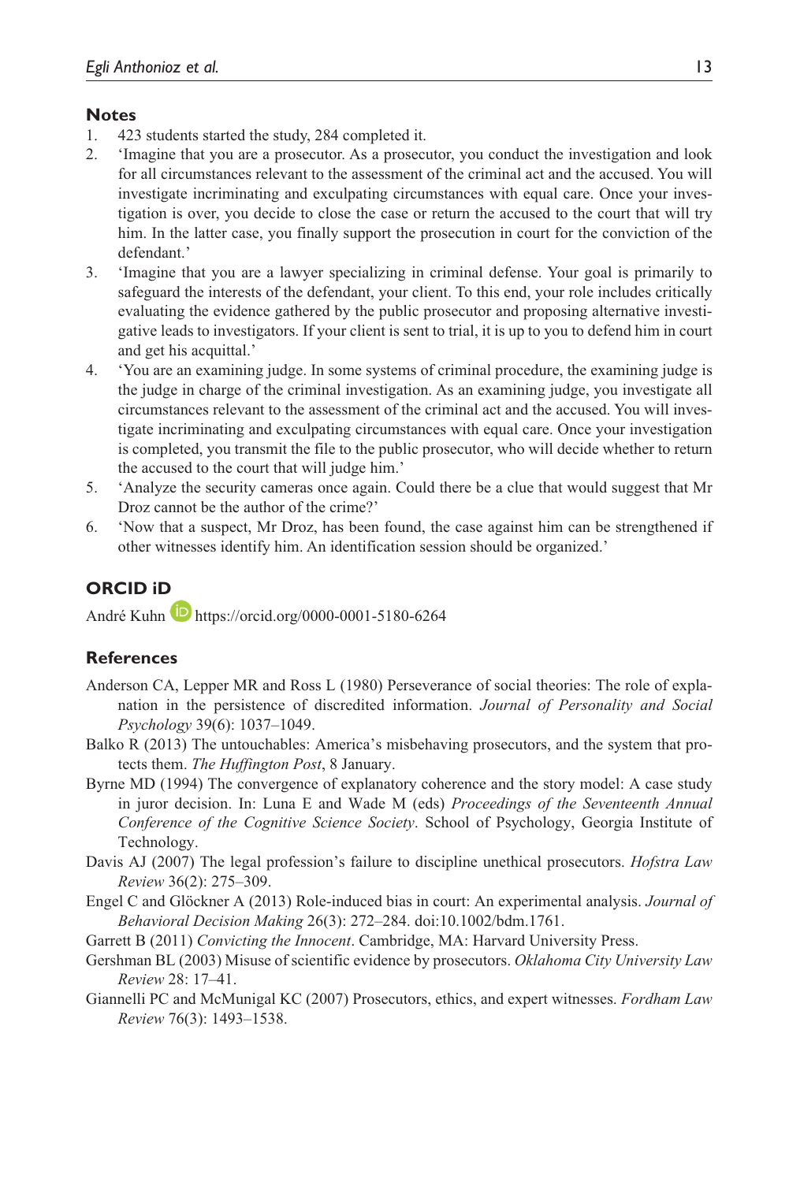## Notes

1. 423 students started the study, 284 completed it.
2. 'Imagine that you are a prosecutor. As a prosecutor, you conduct the investigation and look for all circumstances relevant to the assessment of the criminal act and the accused. You will investigate incriminating and exculpating circumstances with equal care. Once your investigation is over, you decide to close the case or return the accused to the court that will try him. In the latter case, you finally support the prosecution in court for the conviction of the defendant.'
3. 'Imagine that you are a lawyer specializing in criminal defense. Your goal is primarily to safeguard the interests of the defendant, your client. To this end, your role includes critically evaluating the evidence gathered by the public prosecutor and proposing alternative investigative leads to investigators. If your client is sent to trial, it is up to you to defend him in court and get his acquittal.'
4. 'You are an examining judge. In some systems of criminal procedure, the examining judge is the judge in charge of the criminal investigation. As an examining judge, you investigate all circumstances relevant to the assessment of the criminal act and the accused. You will investigate incriminating and exculpating circumstances with equal care. Once your investigation is completed, you transmit the file to the public prosecutor, who will decide whether to return the accused to the court that will judge him.'
5. 'Analyze the security cameras once again. Could there be a clue that would suggest that Mr Droz cannot be the author of the crime?'
6. 'Now that a suspect, Mr Droz, has been found, the case against him can be strengthened if other witnesses identify him. An identification session should be organized.'

## ORCID iD

André Kuhn https://orcid.org/0000-0001-5180-6264

## References

Anderson CA, Lepper MR and Ross L (1980) Perseverance of social theories: The role of explanation in the persistence of discredited information. *Journal of Personality and Social Psychology* 39(6): 1037–1049.

Balko R (2013) The untouchables: America's misbehaving prosecutors, and the system that protects them. *The Huffington Post*, 8 January.

Byrne MD (1994) The convergence of explanatory coherence and the story model: A case study in juror decision. In: Luna E and Wade M (eds) *Proceedings of the Seventeenth Annual Conference of the Cognitive Science Society*. School of Psychology, Georgia Institute of Technology.

Davis AJ (2007) The legal profession's failure to discipline unethical prosecutors. *Hofstra Law Review* 36(2): 275–309.

Engel C and Glöckner A (2013) Role-induced bias in court: An experimental analysis. *Journal of Behavioral Decision Making* 26(3): 272–284. doi:10.1002/bdm.1761.

Garrett B (2011) *Convicting the Innocent*. Cambridge, MA: Harvard University Press.

Gershman BL (2003) Misuse of scientific evidence by prosecutors. *Oklahoma City University Law Review* 28: 17–41.

Giannelli PC and McMunigal KC (2007) Prosecutors, ethics, and expert witnesses. *Fordham Law Review* 76(3): 1493–1538.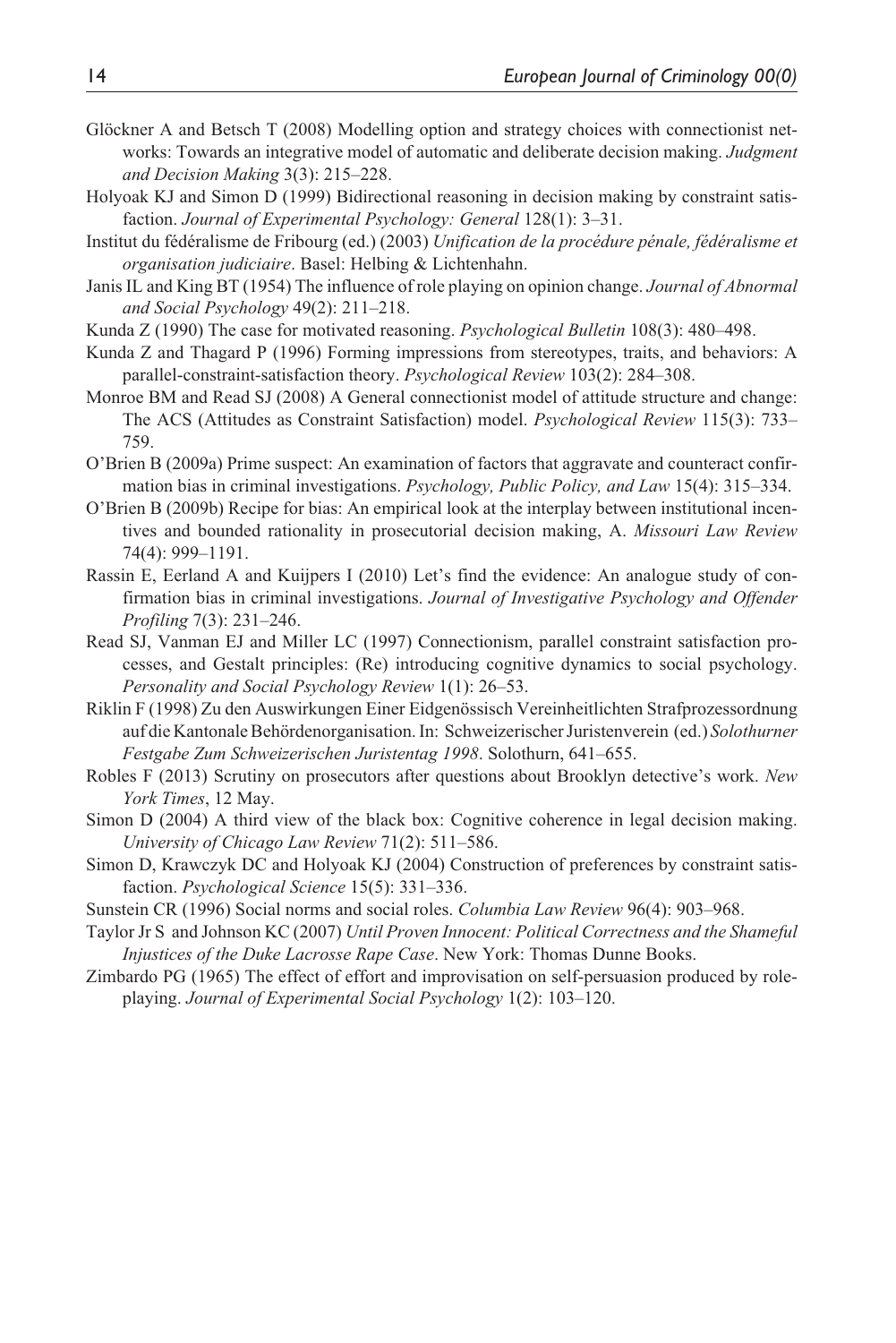Glöckner A and Betsch T (2008) Modelling option and strategy choices with connectionist networks: Towards an integrative model of automatic and deliberate decision making. *Judgment and Decision Making* 3(3): 215–228.

Holyoak KJ and Simon D (1999) Bidirectional reasoning in decision making by constraint satisfaction. *Journal of Experimental Psychology: General* 128(1): 3–31.

Institut du fédéralisme de Fribourg (ed.) (2003) *Unification de la procédure pénale, fédéralisme et organisation judiciaire*. Basel: Helbing & Lichtenhahn.

Janis IL and King BT (1954) The influence of role playing on opinion change. *Journal of Abnormal and Social Psychology* 49(2): 211–218.

Kunda Z (1990) The case for motivated reasoning. *Psychological Bulletin* 108(3): 480–498.

Kunda Z and Thagard P (1996) Forming impressions from stereotypes, traits, and behaviors: A parallel-constraint-satisfaction theory. *Psychological Review* 103(2): 284–308.

Monroe BM and Read SJ (2008) A General connectionist model of attitude structure and change: The ACS (Attitudes as Constraint Satisfaction) model. *Psychological Review* 115(3): 733–759.

O'Brien B (2009a) Prime suspect: An examination of factors that aggravate and counteract confirmation bias in criminal investigations. *Psychology, Public Policy, and Law* 15(4): 315–334.

O'Brien B (2009b) Recipe for bias: An empirical look at the interplay between institutional incentives and bounded rationality in prosecutorial decision making, A. *Missouri Law Review* 74(4): 999–1191.

Rassin E, Eerland A and Kuijpers I (2010) Let's find the evidence: An analogue study of confirmation bias in criminal investigations. *Journal of Investigative Psychology and Offender Profiling* 7(3): 231–246.

Read SJ, Vanman EJ and Miller LC (1997) Connectionism, parallel constraint satisfaction processes, and Gestalt principles: (Re) introducing cognitive dynamics to social psychology. *Personality and Social Psychology Review* 1(1): 26–53.

Riklin F (1998) Zu den Auswirkungen Einer Eidgenössisch Vereinheitlichten Strafprozessordnung auf die Kantonale Behördenorganisation. In: Schweizerischer Juristenverein (ed.) *Solothurner Festgabe Zum Schweizerischen Juristentag 1998*. Solothurn, 641–655.

Robles F (2013) Scrutiny on prosecutors after questions about Brooklyn detective's work. *New York Times*, 12 May.

Simon D (2004) A third view of the black box: Cognitive coherence in legal decision making. *University of Chicago Law Review* 71(2): 511–586.

Simon D, Krawczyk DC and Holyoak KJ (2004) Construction of preferences by constraint satisfaction. *Psychological Science* 15(5): 331–336.

Sunstein CR (1996) Social norms and social roles. *Columbia Law Review* 96(4): 903–968.

Taylor Jr S and Johnson KC (2007) *Until Proven Innocent: Political Correctness and the Shameful Injustices of the Duke Lacrosse Rape Case*. New York: Thomas Dunne Books.

Zimbardo PG (1965) The effect of effort and improvisation on self-persuasion produced by role-playing. *Journal of Experimental Social Psychology* 1(2): 103–120.